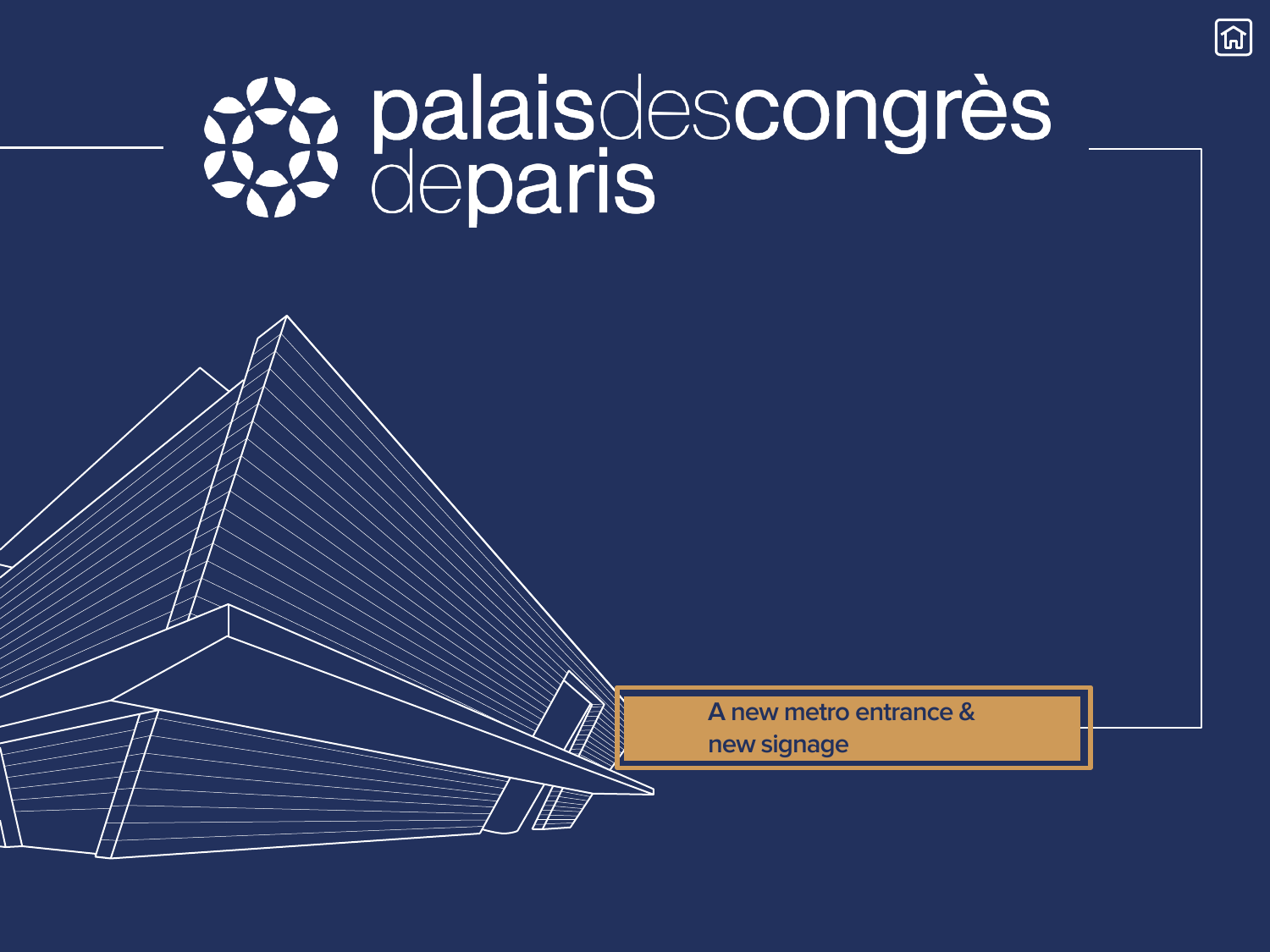# palaisdescongrès deparis

## A new metro entrance & new signage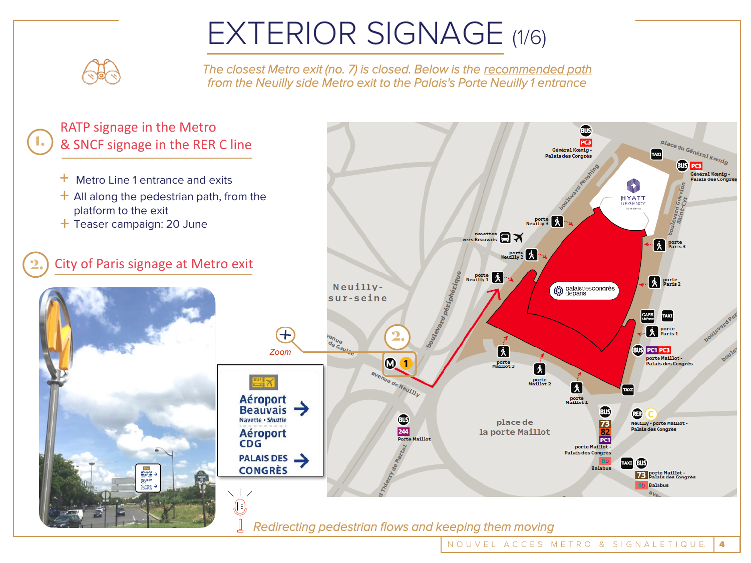# EXTERIOR SIGNAGE (1/6)

*The closest Metro exit (no. 7) is closed. Below is the recommended path from the Neuilly side Metro exit to the Palais's Porte Neuilly 1 entrance*

## 1. RATP signage in the Metro & SNCF signage in the RER C line

- Metro Line 1 entrance and exits
- All along the pedestrian path, from the platform to the exit
- Teaser campaign: 20 June

## 2. City of Paris signage at Metro exit

Aéroport Beauvais Navette • Shuttle
Aéroport CDG
PALAIS DES CONGRÈS

Zoom

*Redirecting pedestrian flows and keeping them moving*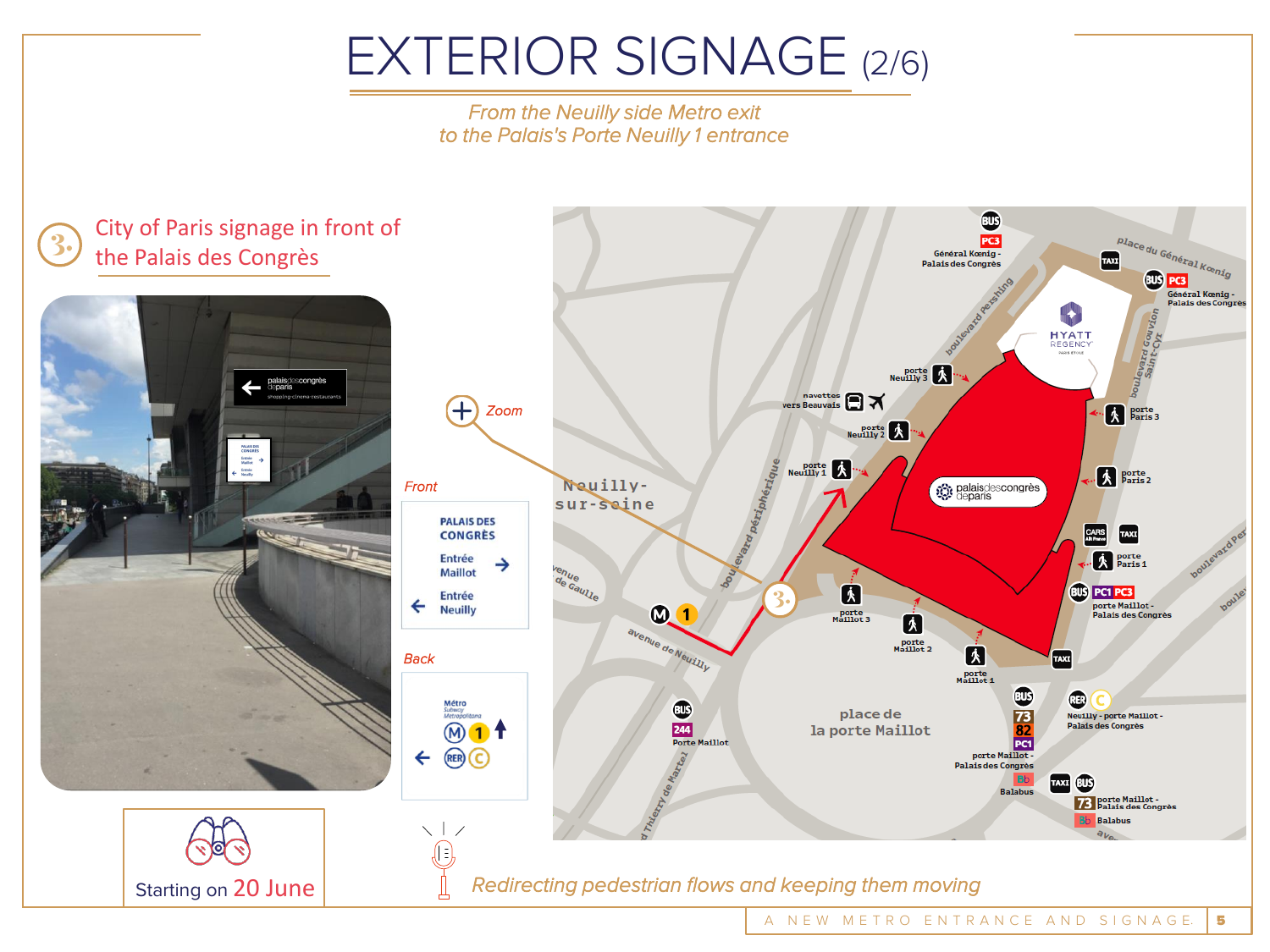# EXTERIOR SIGNAGE (2/6)

*From the Neuilly side Metro exit to the Palais's Porte Neuilly 1 entrance*

## 3. City of Paris signage in front of the Palais des Congrès

Zoom

**Front**

PALAIS DES CONGRÈS
Entrée Maillot →
← Entrée Neuilly

**Back**

Métro Subway Metropolitana M 1 ↑
← RER C

Starting on 20 June

*Redirecting pedestrian flows and keeping them moving*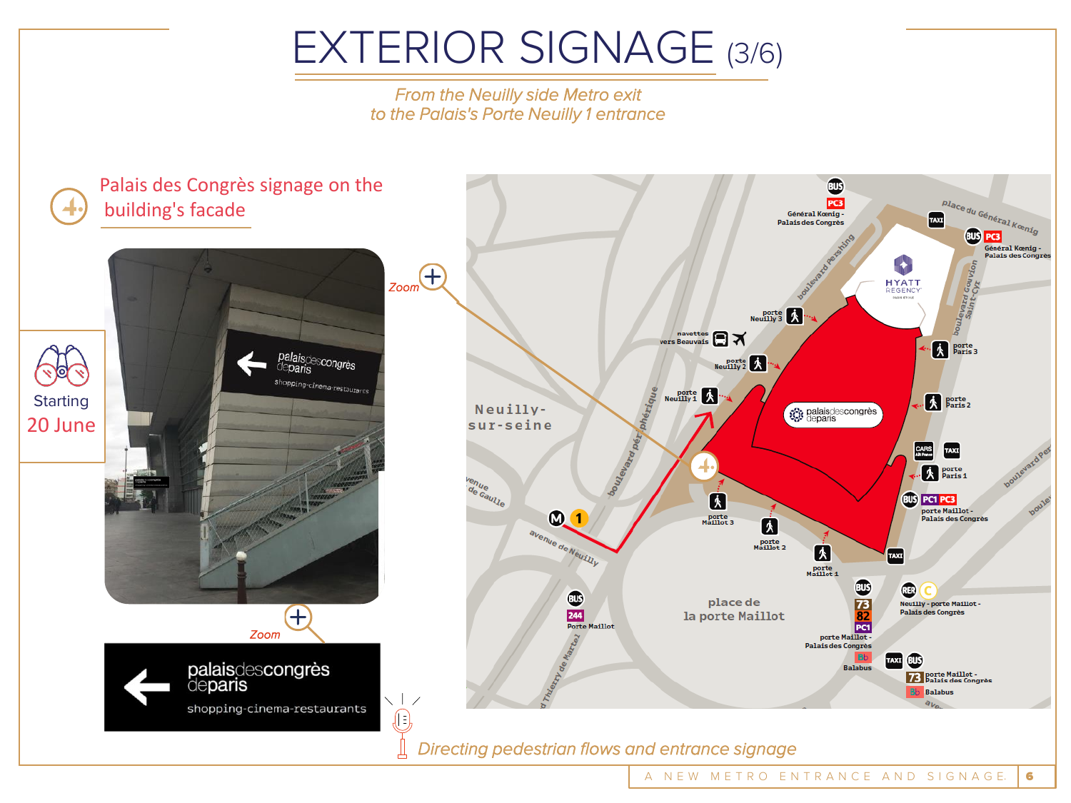# EXTERIOR SIGNAGE (3/6)

*From the Neuilly side Metro exit*
*to the Palais's Porte Neuilly 1 entrance*

## 4. Palais des Congrès signage on the building's facade

Starting 20 June

Zoom

palaisdescongrès deparis
shopping-cinema-restaurants

Zoom

place du Général Kœnig

Général Kœnig - Palais des Congrès

boulevard Pershing

HYATT REGENCY

boulevard Gouvion Saint-Cyr

porte Neuilly 3

navettes vers Beauvais

porte Neuilly 2

porte Neuilly 1

porte Paris 3

porte Paris 2

porte Paris 1

Neuilly-sur-seine

boulevard périphérique

avenue de Gaulle

avenue de Neuilly

porte Maillot 3

porte Maillot 2

porte Maillot 1

porte Maillot - Palais des Congrès

place de la porte Maillot

Porte Maillot

Neuilly - porte Maillot - Palais des Congrès

Balabus

boulevard Thierry de Martel

*Directing pedestrian flows and entrance signage*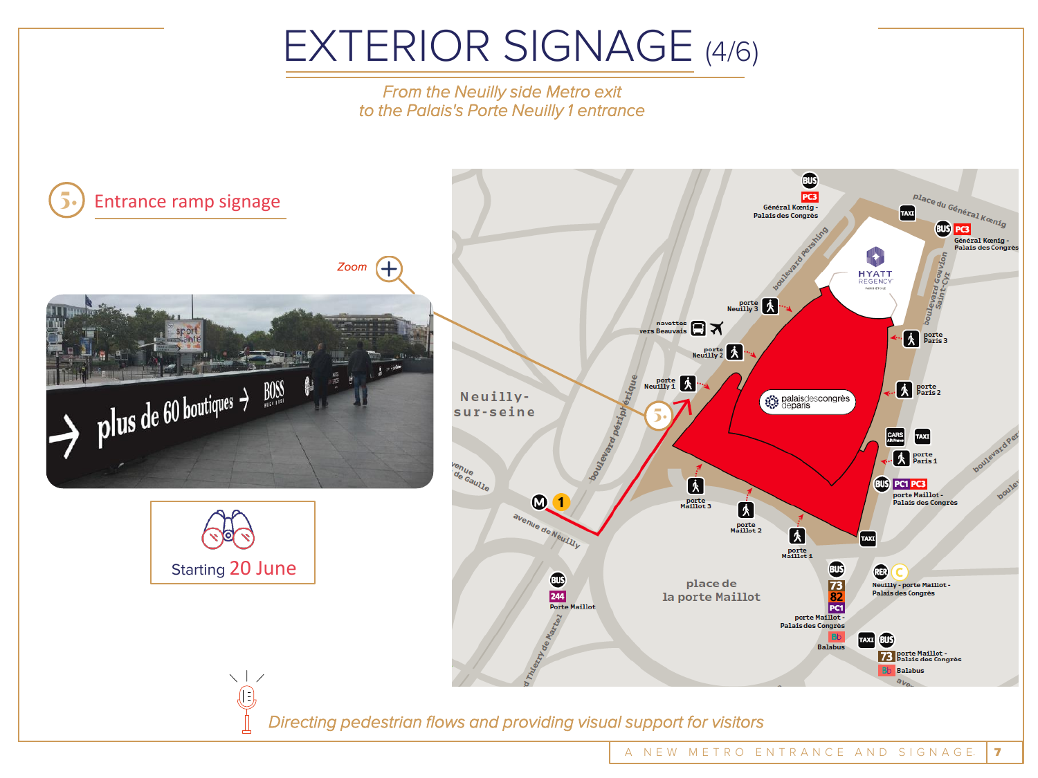# EXTERIOR SIGNAGE (4/6)

*From the Neuilly side Metro exit*
*to the Palais's Porte Neuilly 1 entrance*

## 5. Entrance ramp signage

Zoom

plus de 60 boutiques → BOSS

Starting 20 June

Neuilly-sur-seine

place de la porte Maillot

boulevard périphérique

boulevard Pershing

place du Général Kœnig

boulevard Gouvion Saint-Cyr

avenue de Neuilly

avenue de Gaulle

Thierry de Martel

HYATT REGENCY

palaisdescongrès deparis

BUS PC3 Général Kœnig - Palais des Congrès

TAXI

BUS PC3 Général Kœnig - Palais des Congrès

porte Neuilly 3

navettes vers Beauvais

porte Neuilly 2

porte Neuilly 1

porte Paris 3

porte Paris 2

CARS Air France

TAXI

porte Paris 1

BUS PC1 PC3 porte Maillot - Palais des Congrès

porte Maillot 3

porte Maillot 2

porte Maillot 1

TAXI

M 1

BUS 244 Porte Maillot

BUS 73 82 PC1 porte Maillot - Palais des Congrès

Bb Balabus

RER C Neuilly - porte Maillot - Palais des Congrès

TAXI BUS 73 porte Maillot - Palais des Congrès

Bb Balabus

*Directing pedestrian flows and providing visual support for visitors*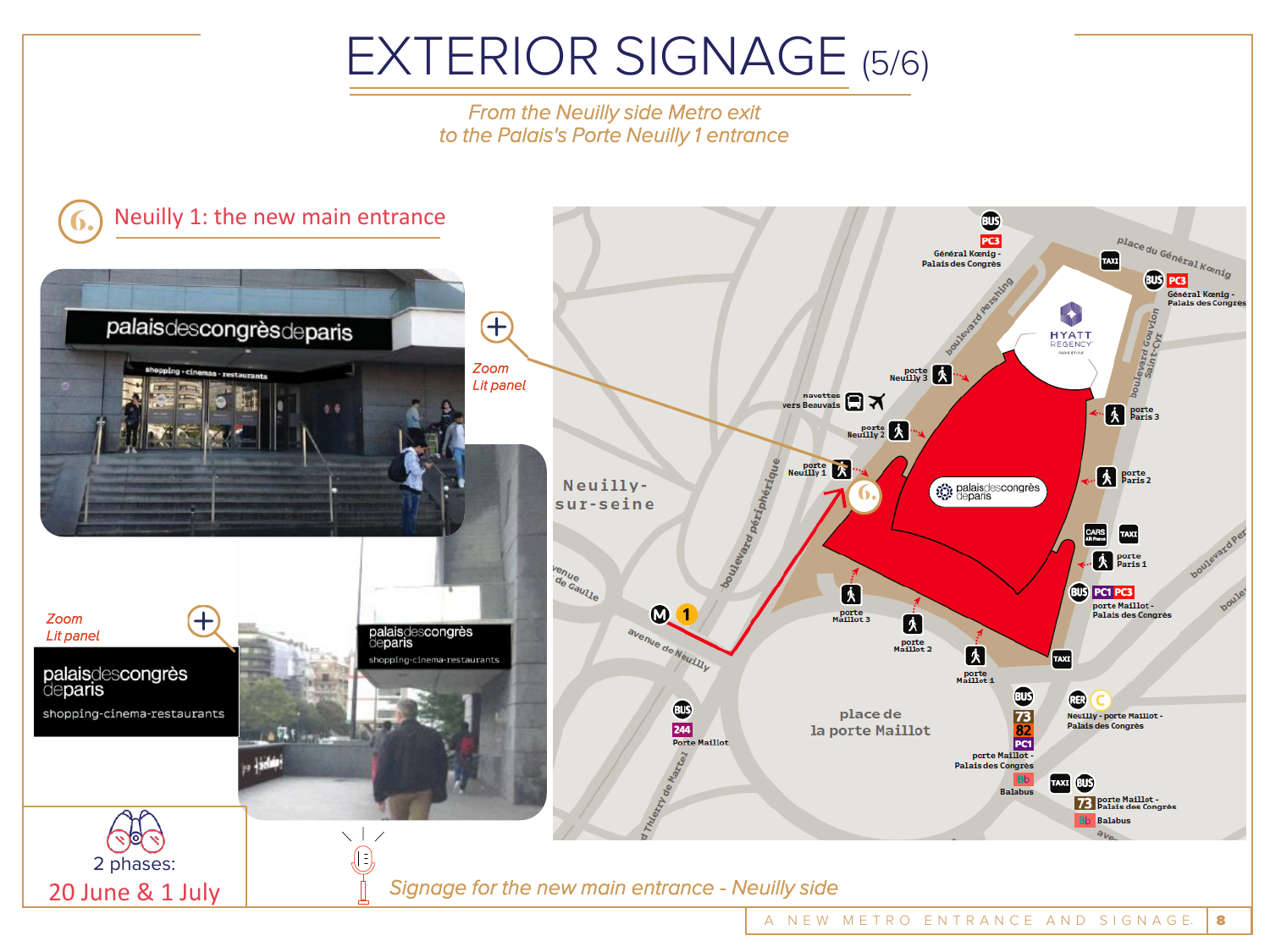# EXTERIOR SIGNAGE (5/6)

*From the Neuilly side Metro exit*
*to the Palais's Porte Neuilly 1 entrance*

## 6. Neuilly 1: the new main entrance

*Zoom*
*Lit panel*

palaisdescongrèsdeparis
shopping-cinema-restaurants

*Zoom*
*Lit panel*

2 phases:
20 June & 1 July

*Signage for the new main entrance - Neuilly side*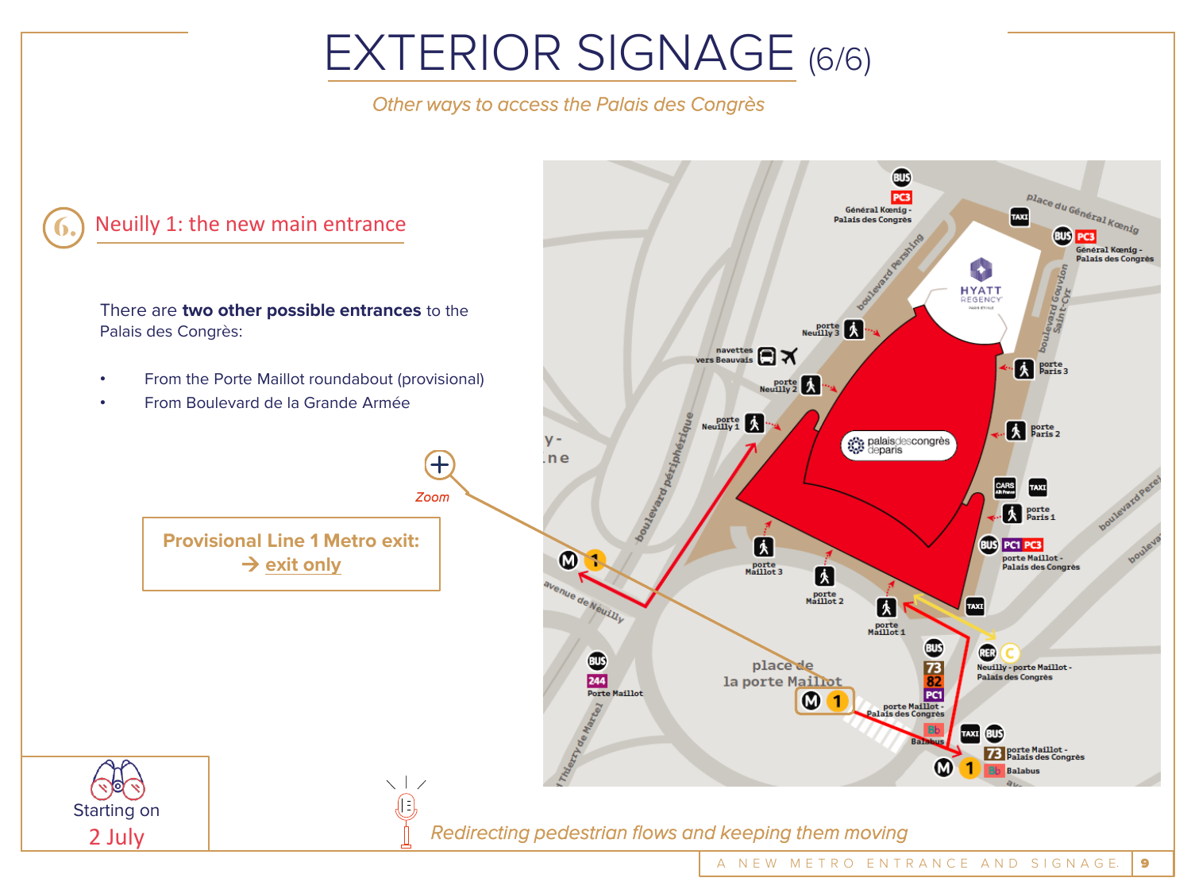# EXTERIOR SIGNAGE (6/6)

*Other ways to access the Palais des Congrès*

## 6. Neuilly 1: the new main entrance

There are **two other possible entrances** to the Palais des Congrès:

- From the Porte Maillot roundabout (provisional)
- From Boulevard de la Grande Armée

Zoom

**Provisional Line 1 Metro exit:**
**→ exit only**

Starting on
2 July

*Redirecting pedestrian flows and keeping them moving*